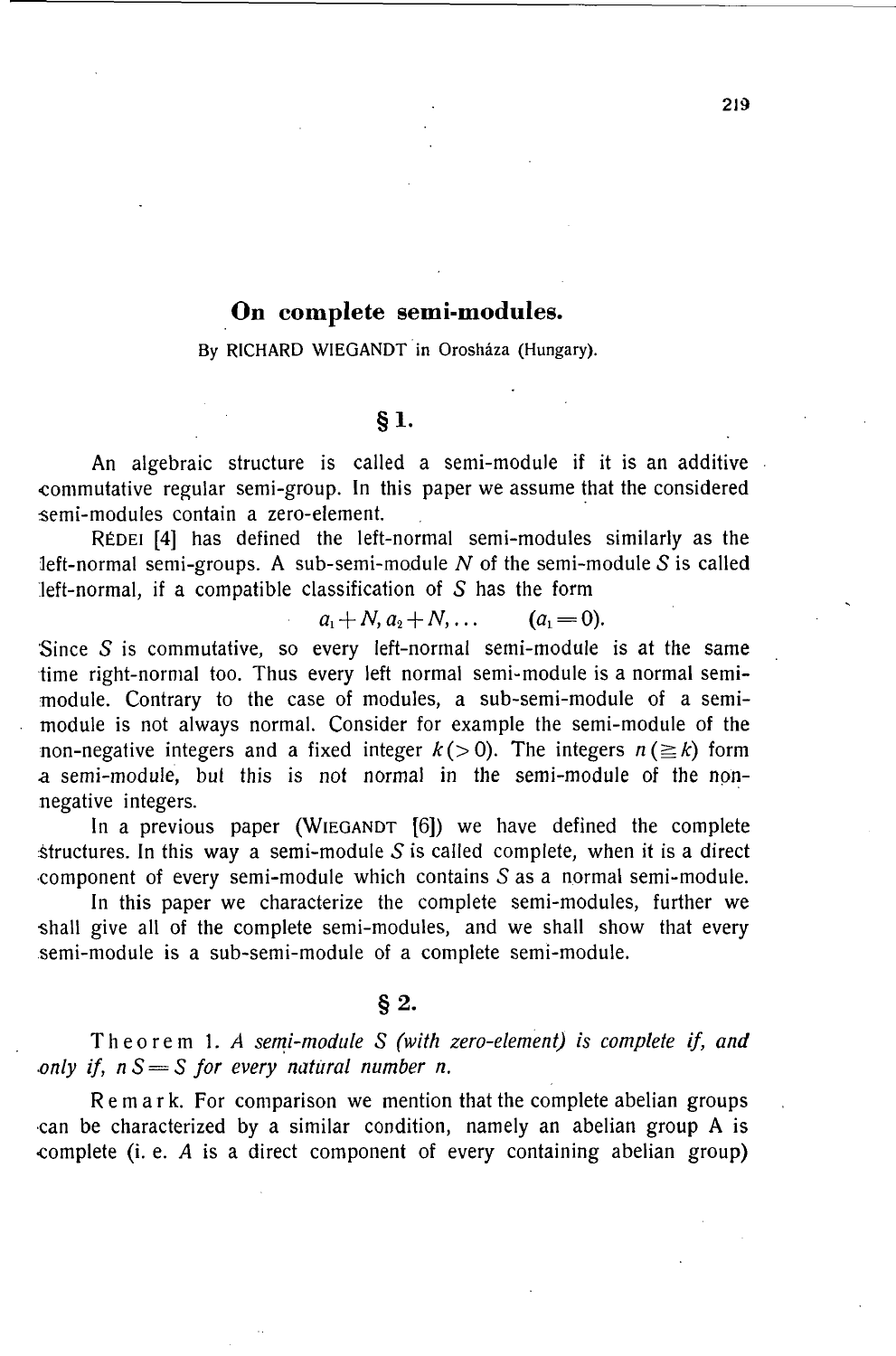# On complete semi-modules.

By RICHARD WIEGANDT in Orosháza (Hungary).

## § 1.

An algebraic structure is called a semi-module if it is an additive commutative regular semi-group. In this paper we assume that the considered semi-modules contain a zero-element.

RÉDEI [4] has defined the left-normal semi-modules similarly as the left-normal semi-groups. A sub-semi-module $N$ of the semi-module $S$ is called left-normal, if a compatible classification of $S$ has the form

$$a_1 + N, a_2 + N, \ldots \qquad (a_1 = 0).$$

Since $S$ is commutative, so every left-normal semi-module is at the same time right-normal too. Thus every left normal semi-module is a normal semi-module. Contrary to the case of modules, a sub-semi-module of a semi-module is not always normal. Consider for example the semi-module of the non-negative integers and a fixed integer $k (> 0)$. The integers $n (\geqq k)$ form a semi-module, but this is not normal in the semi-module of the non-negative integers.

In a previous paper (WIEGANDT [6]) we have defined the complete structures. In this way a semi-module $S$ is called complete, when it is a direct component of every semi-module which contains $S$ as a normal semi-module.

In this paper we characterize the complete semi-modules, further we shall give all of the complete semi-modules, and we shall show that every semi-module is a sub-semi-module of a complete semi-module.

## § 2.

Theorem 1. *A semi-module $S$ (with zero-element) is complete if, and only if, $nS = S$ for every natural number $n$.*

Remark. For comparison we mention that the complete abelian groups can be characterized by a similar condition, namely an abelian group A is complete (i. e. $A$ is a direct component of every containing abelian group)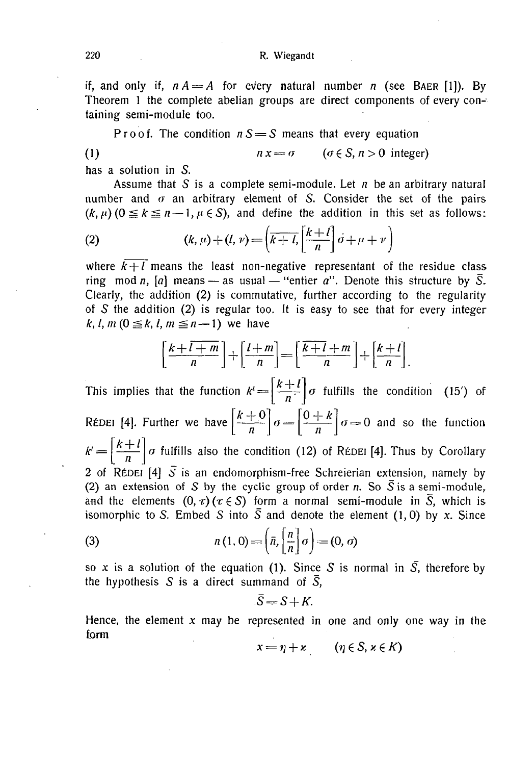if, and only if, $nA = A$ for every natural number $n$ (see BAER [1]). By Theorem 1 the complete abelian groups are direct components of every containing semi-module too.

Proof. The condition $nS = S$ means that every equation

$$(1) \qquad nx = \sigma \qquad (\sigma \in S, n > 0 \text{ integer})$$

has a solution in $S$.

Assume that $S$ is a complete semi-module. Let $n$ be an arbitrary natural number and $\sigma$ an arbitrary element of $S$. Consider the set of the pairs $(k, \mu)$ $(0 \leqq k \leqq n-1, \mu \in S)$, and define the addition in this set as follows:

$$(2) \qquad (k, \mu) + (l, \nu) = \left(\overline{k+l}, \left[\frac{k+l}{n}\right]\sigma + \mu + \nu\right)$$

where $\overline{k+l}$ means the least non-negative representant of the residue class ring mod $n$, $[a]$ means — as usual — "entier $a$". Denote this structure by $\bar{S}$. Clearly, the addition (2) is commutative, further according to the regularity of $S$ the addition (2) is regular too. It is easy to see that for every integer $k, l, m$ $(0 \leqq k, l, m \leqq n-1)$ we have

$$\left[\frac{k+\overline{l+m}}{n}\right] + \left[\frac{l+m}{n}\right] = \left[\frac{\overline{k+l}+m}{n}\right] + \left[\frac{k+l}{n}\right].$$

This implies that the function $k^l = \left[\frac{k+l}{n}\right]\sigma$ fulfills the condition (15') of RÉDEI [4]. Further we have $\left[\frac{k+0}{n}\right]\sigma = \left[\frac{0+k}{n}\right]\sigma = 0$ and so the function $k^l = \left[\frac{k+l}{n}\right]\sigma$ fulfills also the condition (12) of RÉDEI [4]. Thus by Corollary 2 of RÉDEI [4] $\bar{S}$ is an endomorphism-free Schreierian extension, namely by (2) an extension of $S$ by the cyclic group of order $n$. So $\bar{S}$ is a semi-module, and the elements $(0, \tau)$ $(\tau \in S)$ form a normal semi-module in $\bar{S}$, which is isomorphic to $S$. Embed $S$ into $\bar{S}$ and denote the element $(1, 0)$ by $x$. Since

$$(3) \qquad n(1, 0) = \left(\bar{n}, \left[\frac{n}{n}\right]\sigma\right) = (0, \sigma)$$

so $x$ is a solution of the equation (1). Since $S$ is normal in $\bar{S}$, therefore by the hypothesis $S$ is a direct summand of $\bar{S}$,

$$\bar{S} = S + K.$$

Hence, the element $x$ may be represented in one and only one way in the form

$$x = \eta + \varkappa \qquad (\eta \in S, \varkappa \in K)$$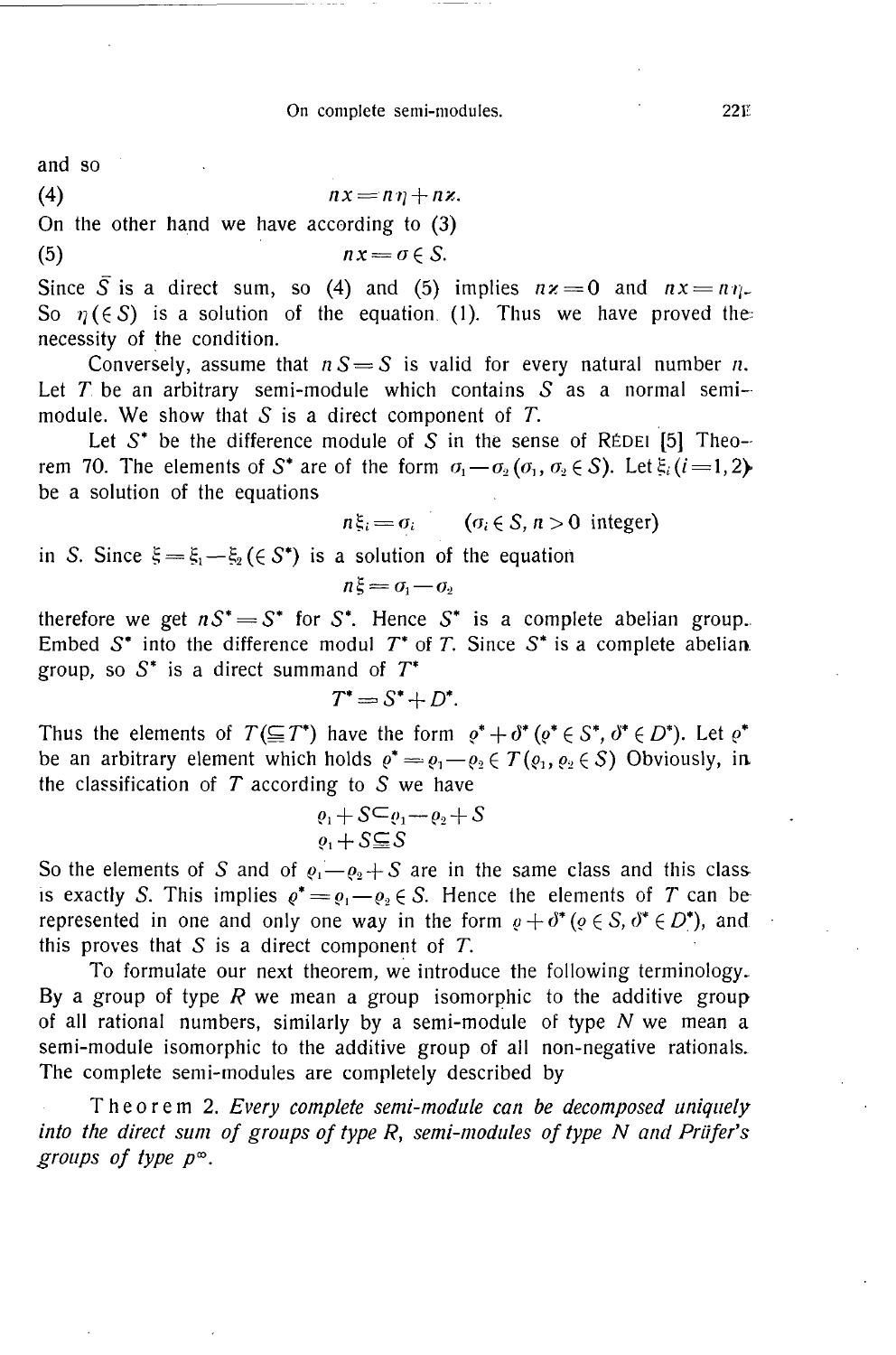and so

$$(4) \qquad nx = n\eta + n\varkappa.$$

On the other hand we have according to (3)

$$(5) \qquad nx = \sigma \in S.$$

Since $\bar{S}$ is a direct sum, so (4) and (5) implies $n\varkappa = 0$ and $nx = n\eta$. So $\eta (\in S)$ is a solution of the equation (1). Thus we have proved the necessity of the condition.

Conversely, assume that $nS = S$ is valid for every natural number $n$. Let $T$ be an arbitrary semi-module which contains $S$ as a normal semi-module. We show that $S$ is a direct component of $T$.

Let $S^*$ be the difference module of $S$ in the sense of RÉDEI [5] Theorem 70. The elements of $S^*$ are of the form $\sigma_1 - \sigma_2$ $(\sigma_1, \sigma_2 \in S)$. Let $\xi_i$ $(i = 1, 2)$ be a solution of the equations

$$n\xi_i = \sigma_i \qquad (\sigma_i \in S, n > 0 \text{ integer})$$

in $S$. Since $\xi = \xi_1 - \xi_2 (\in S^*)$ is a solution of the equation

$$n\xi = \sigma_1 - \sigma_2$$

therefore we get $nS^* = S^*$ for $S^*$. Hence $S^*$ is a complete abelian group. Embed $S^*$ into the difference modul $T^*$ of $T$. Since $S^*$ is a complete abelian group, so $S^*$ is a direct summand of $T^*$

$$T^* = S^* + D^*.$$

Thus the elements of $T (\subseteqq T^*)$ have the form $\varrho^* + \delta^*$ $(\varrho^* \in S^*, \delta^* \in D^*)$. Let $\varrho^*$ be an arbitrary element which holds $\varrho^* = \varrho_1 - \varrho_2 \in T$ $(\varrho_1, \varrho_2 \in S)$ Obviously, in the classification of $T$ according to $S$ we have

$$\varrho_1 + S \subset \varrho_1 - \varrho_2 + S$$
$$\varrho_1 + S \subseteqq S$$

So the elements of $S$ and of $\varrho_1 - \varrho_2 + S$ are in the same class and this class is exactly $S$. This implies $\varrho^* = \varrho_1 - \varrho_2 \in S$. Hence the elements of $T$ can be represented in one and only one way in the form $\varrho + \delta^*$ $(\varrho \in S, \delta^* \in D^*)$, and this proves that $S$ is a direct component of $T$.

To formulate our next theorem, we introduce the following terminology. By a group of type $R$ we mean a group isomorphic to the additive group of all rational numbers, similarly by a semi-module of type $N$ we mean a semi-module isomorphic to the additive group of all non-negative rationals. The complete semi-modules are completely described by

Theorem 2. *Every complete semi-module can be decomposed uniquely into the direct sum of groups of type $R$, semi-modules of type $N$ and Prüfer's groups of type $p^\infty$.*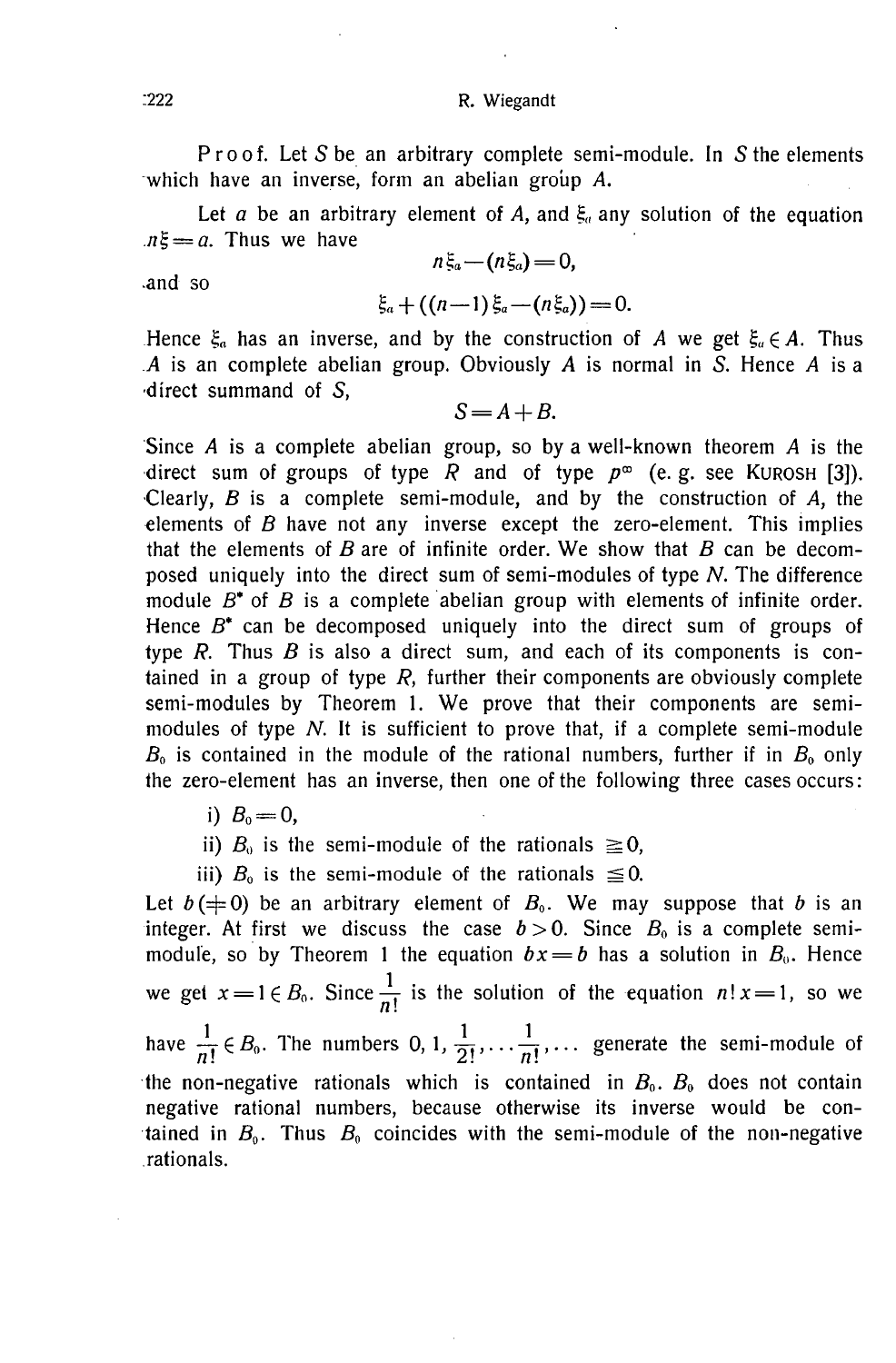Proof. Let $S$ be an arbitrary complete semi-module. In $S$ the elements which have an inverse, form an abelian group $A$.

Let $a$ be an arbitrary element of $A$, and $\xi_a$ any solution of the equation $n\xi = a$. Thus we have

$$n\xi_a - (n\xi_a) = 0,$$

and so

$$\xi_a + ((n-1)\xi_a - (n\xi_a)) = 0.$$

Hence $\xi_a$ has an inverse, and by the construction of $A$ we get $\xi_a \in A$. Thus $A$ is an complete abelian group. Obviously $A$ is normal in $S$. Hence $A$ is a direct summand of $S$,

$$S = A + B.$$

Since $A$ is a complete abelian group, so by a well-known theorem $A$ is the direct sum of groups of type $R$ and of type $p^\infty$ (e. g. see KUROSH [3]). Clearly, $B$ is a complete semi-module, and by the construction of $A$, the elements of $B$ have not any inverse except the zero-element. This implies that the elements of $B$ are of infinite order. We show that $B$ can be decomposed uniquely into the direct sum of semi-modules of type $N$. The difference module $B^*$ of $B$ is a complete abelian group with elements of infinite order. Hence $B^*$ can be decomposed uniquely into the direct sum of groups of type $R$. Thus $B$ is also a direct sum, and each of its components is contained in a group of type $R$, further their components are obviously complete semi-modules by Theorem 1. We prove that their components are semi-modules of type $N$. It is sufficient to prove that, if a complete semi-module $B_0$ is contained in the module of the rational numbers, further if in $B_0$ only the zero-element has an inverse, then one of the following three cases occurs:

i) $B_0 = 0$,

ii) $B_0$ is the semi-module of the rationals $\geqq 0$,

iii) $B_0$ is the semi-module of the rationals $\leqq 0$.

Let $b (\neq 0)$ be an arbitrary element of $B_0$. We may suppose that $b$ is an integer. At first we discuss the case $b > 0$. Since $B_0$ is a complete semi-module, so by Theorem 1 the equation $bx = b$ has a solution in $B_0$. Hence we get $x = 1 \in B_0$. Since $\frac{1}{n!}$ is the solution of the equation $n!\,x = 1$, so we have $\frac{1}{n!} \in B_0$. The numbers $0, 1, \frac{1}{2!}, \dots \frac{1}{n!}, \dots$ generate the semi-module of the non-negative rationals which is contained in $B_0$. $B_0$ does not contain negative rational numbers, because otherwise its inverse would be contained in $B_0$. Thus $B_0$ coincides with the semi-module of the non-negative rationals.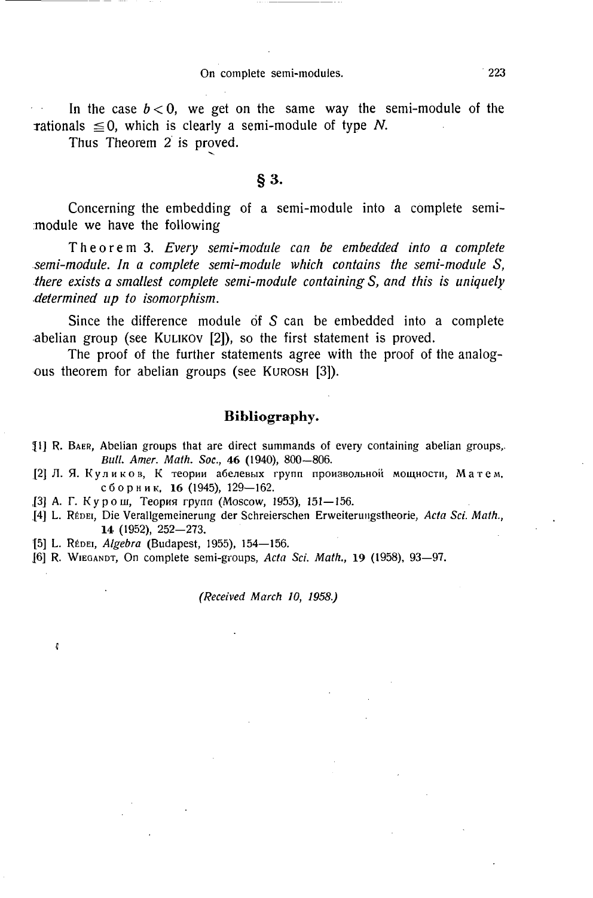In the case $b < 0$, we get on the same way the semi-module of the rationals $\leqq 0$, which is clearly a semi-module of type $N$.

Thus Theorem 2 is proved.

## § 3.

Concerning the embedding of a semi-module into a complete semi-module we have the following

Theorem 3. *Every semi-module can be embedded into a complete semi-module. In a complete semi-module which contains the semi-module S, there exists a smallest complete semi-module containing S, and this is uniquely determined up to isomorphism.*

Since the difference module of $S$ can be embedded into a complete abelian group (see KULIKOV [2]), so the first statement is proved.

The proof of the further statements agree with the proof of the analogous theorem for abelian groups (see KUROSH [3]).

## Bibliography.

[1] R. BAER, Abelian groups that are direct summands of every containing abelian groups, *Bull. Amer. Math. Soc.*, **46** (1940), 800—806.

[2] Л. Я. Куликов, К теории абелевых групп произвольной мощности, Матем. сборник, **16** (1945), 129—162.

[3] А. Г. Курош, Теория групп (Moscow, 1953), 151—156.

[4] L. RÉDEI, Die Verallgemeinerung der Schreierschen Erweiterungstheorie, *Acta Sci. Math.*, **14** (1952), 252—273.

[5] L. RÉDEI, *Algebra* (Budapest, 1955), 154—156.

[6] R. WIEGANDT, On complete semi-groups, *Acta Sci. Math.*, **19** (1958), 93—97.

*(Received March 10, 1958.)*